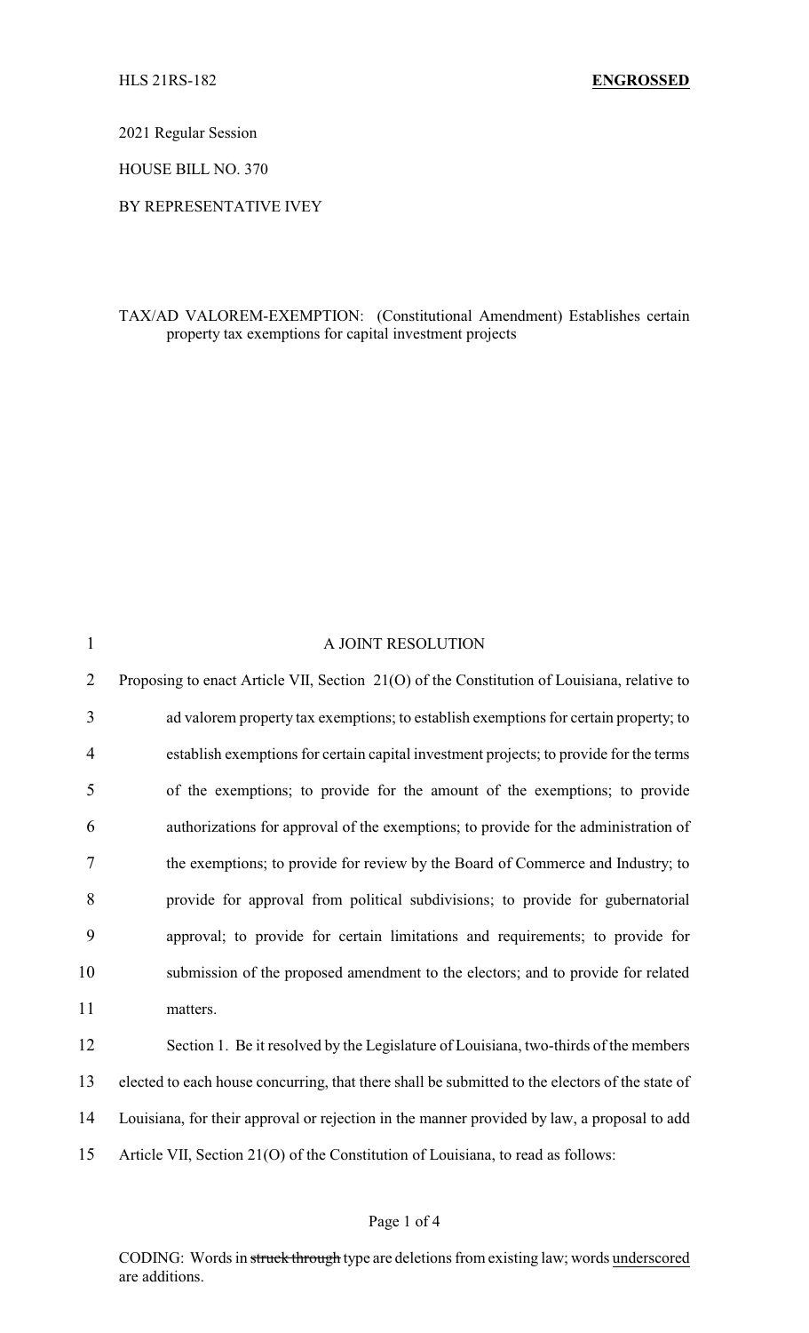HLS 21RS-182 **ENGROSSED**

2021 Regular Session

HOUSE BILL NO. 370

BY REPRESENTATIVE IVEY

TAX/AD VALOREM-EXEMPTION: (Constitutional Amendment) Establishes certain property tax exemptions for capital investment projects

A JOINT RESOLUTION

Proposing to enact Article VII, Section 21(O) of the Constitution of Louisiana, relative to ad valorem property tax exemptions; to establish exemptions for certain property; to establish exemptions for certain capital investment projects; to provide for the terms of the exemptions; to provide for the amount of the exemptions; to provide authorizations for approval of the exemptions; to provide for the administration of the exemptions; to provide for review by the Board of Commerce and Industry; to provide for approval from political subdivisions; to provide for gubernatorial approval; to provide for certain limitations and requirements; to provide for submission of the proposed amendment to the electors; and to provide for related matters.

Section 1. Be it resolved by the Legislature of Louisiana, two-thirds of the members elected to each house concurring, that there shall be submitted to the electors of the state of Louisiana, for their approval or rejection in the manner provided by law, a proposal to add Article VII, Section 21(O) of the Constitution of Louisiana, to read as follows:

CODING: Words in ~~struck through~~ type are deletions from existing law; words underscored are additions.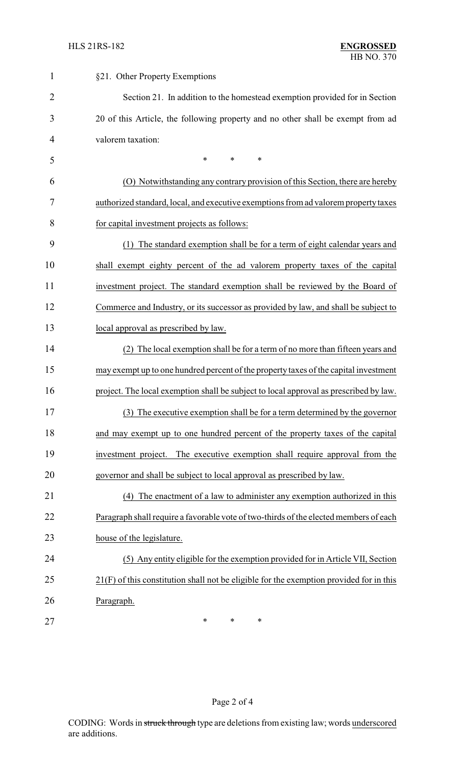§21. Other Property Exemptions

Section 21. In addition to the homestead exemption provided for in Section 20 of this Article, the following property and no other shall be exempt from ad valorem taxation:

\* \* \*

<u>(O) Notwithstanding any contrary provision of this Section, there are hereby authorized standard, local, and executive exemptions from ad valorem property taxes for capital investment projects as follows:</u>

<u>(1) The standard exemption shall be for a term of eight calendar years and shall exempt eighty percent of the ad valorem property taxes of the capital investment project. The standard exemption shall be reviewed by the Board of Commerce and Industry, or its successor as provided by law, and shall be subject to local approval as prescribed by law.</u>

<u>(2) The local exemption shall be for a term of no more than fifteen years and may exempt up to one hundred percent of the property taxes of the capital investment project. The local exemption shall be subject to local approval as prescribed by law.</u>

<u>(3) The executive exemption shall be for a term determined by the governor and may exempt up to one hundred percent of the property taxes of the capital investment project. The executive exemption shall require approval from the governor and shall be subject to local approval as prescribed by law.</u>

<u>(4) The enactment of a law to administer any exemption authorized in this Paragraph shall require a favorable vote of two-thirds of the elected members of each house of the legislature.</u>

<u>(5) Any entity eligible for the exemption provided for in Article VII, Section 21(F) of this constitution shall not be eligible for the exemption provided for in this Paragraph.</u>

\* \* \*

CODING: Words in ~~struck through~~ type are deletions from existing law; words <u>underscored</u> are additions.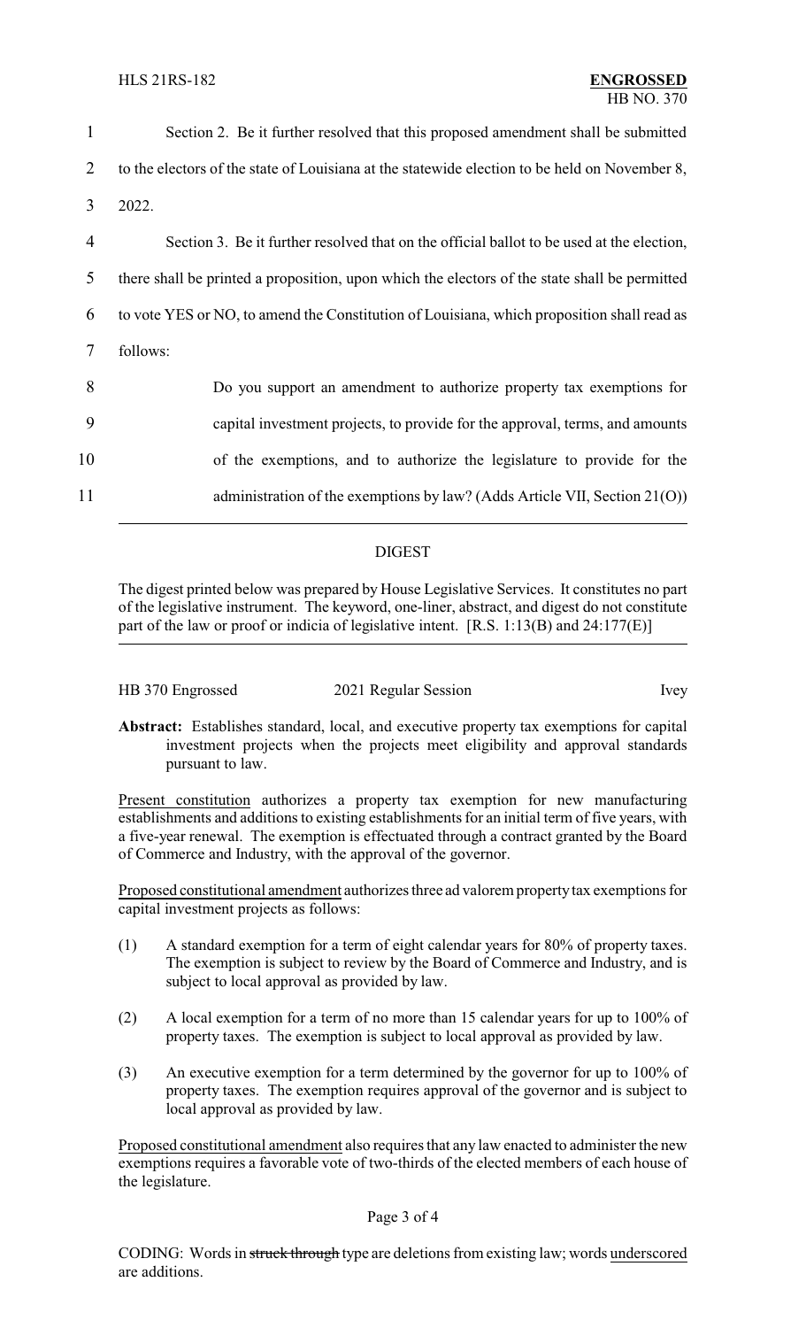Section 2. Be it further resolved that this proposed amendment shall be submitted to the electors of the state of Louisiana at the statewide election to be held on November 8, 2022.

Section 3. Be it further resolved that on the official ballot to be used at the election, there shall be printed a proposition, upon which the electors of the state shall be permitted to vote YES or NO, to amend the Constitution of Louisiana, which proposition shall read as follows:

> Do you support an amendment to authorize property tax exemptions for capital investment projects, to provide for the approval, terms, and amounts of the exemptions, and to authorize the legislature to provide for the administration of the exemptions by law? (Adds Article VII, Section 21(O))

## DIGEST

The digest printed below was prepared by House Legislative Services. It constitutes no part of the legislative instrument. The keyword, one-liner, abstract, and digest do not constitute part of the law or proof or indicia of legislative intent. [R.S. 1:13(B) and 24:177(E)]

HB 370 Engrossed | 2021 Regular Session | Ivey

**Abstract:** Establishes standard, local, and executive property tax exemptions for capital investment projects when the projects meet eligibility and approval standards pursuant to law.

Present constitution authorizes a property tax exemption for new manufacturing establishments and additions to existing establishments for an initial term of five years, with a five-year renewal. The exemption is effectuated through a contract granted by the Board of Commerce and Industry, with the approval of the governor.

Proposed constitutional amendment authorizes three ad valorem property tax exemptions for capital investment projects as follows:

(1) A standard exemption for a term of eight calendar years for 80% of property taxes. The exemption is subject to review by the Board of Commerce and Industry, and is subject to local approval as provided by law.

(2) A local exemption for a term of no more than 15 calendar years for up to 100% of property taxes. The exemption is subject to local approval as provided by law.

(3) An executive exemption for a term determined by the governor for up to 100% of property taxes. The exemption requires approval of the governor and is subject to local approval as provided by law.

Proposed constitutional amendment also requires that any law enacted to administer the new exemptions requires a favorable vote of two-thirds of the elected members of each house of the legislature.

CODING: Words in ~~struck through~~ type are deletions from existing law; words underscored are additions.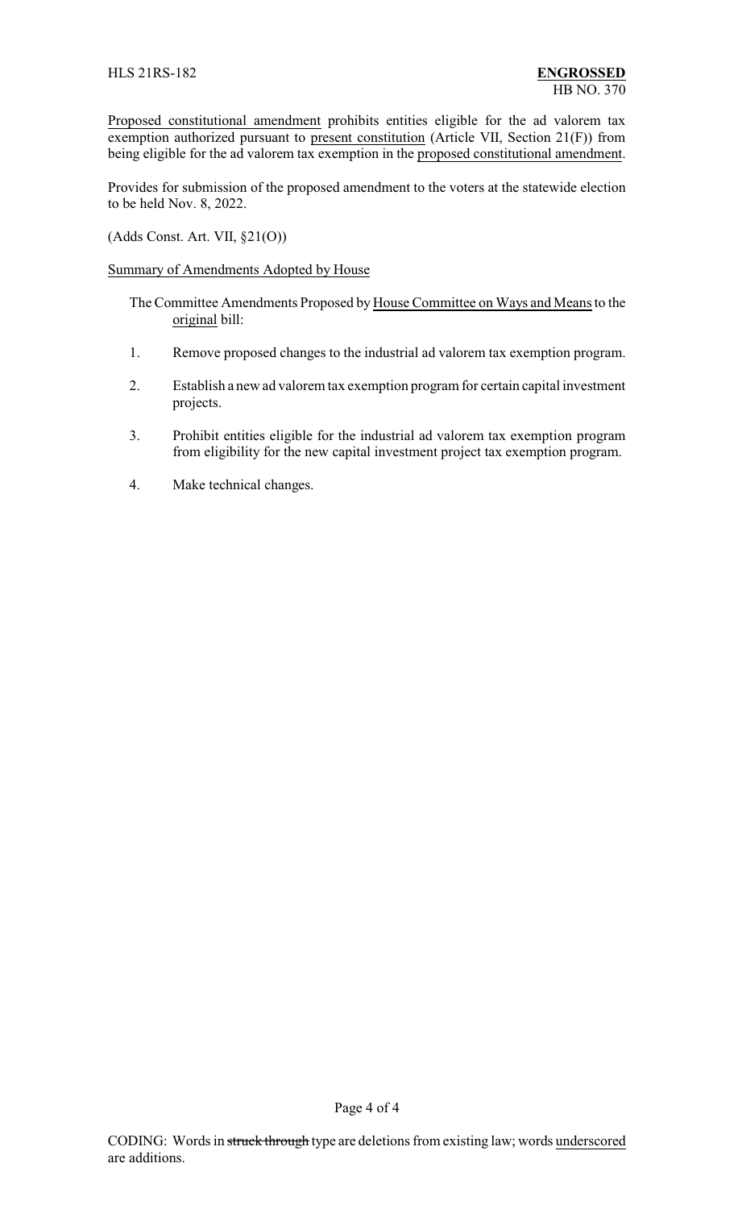Proposed constitutional amendment prohibits entities eligible for the ad valorem tax exemption authorized pursuant to present constitution (Article VII, Section 21(F)) from being eligible for the ad valorem tax exemption in the proposed constitutional amendment.

Provides for submission of the proposed amendment to the voters at the statewide election to be held Nov. 8, 2022.

(Adds Const. Art. VII, §21(O))

Summary of Amendments Adopted by House

The Committee Amendments Proposed by House Committee on Ways and Means to the original bill:

1. Remove proposed changes to the industrial ad valorem tax exemption program.
2. Establish a new ad valorem tax exemption program for certain capital investment projects.
3. Prohibit entities eligible for the industrial ad valorem tax exemption program from eligibility for the new capital investment project tax exemption program.
4. Make technical changes.

CODING: Words in ~~struck through~~ type are deletions from existing law; words underscored are additions.